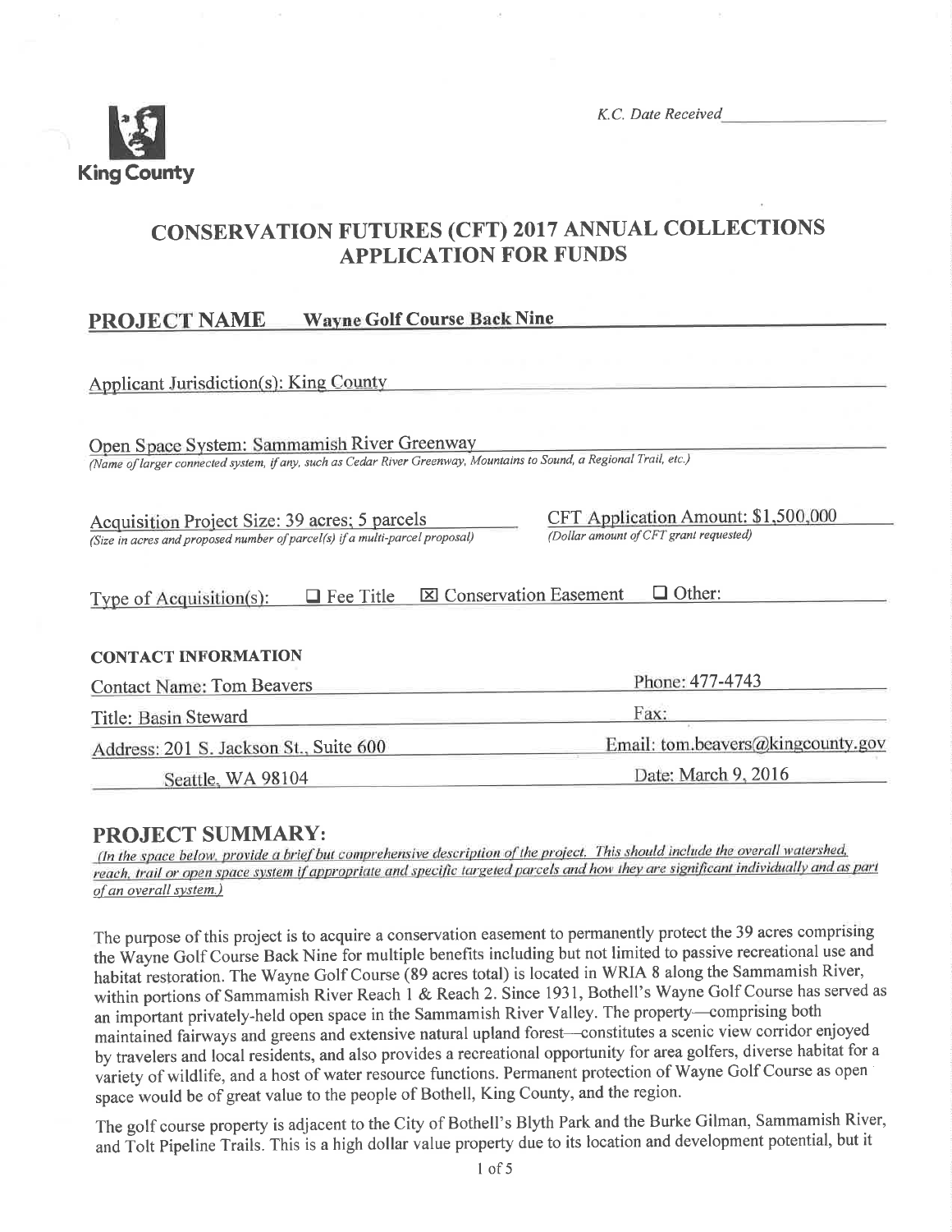K.C. Date Received

# CONSERVATION FUTURES (CFT) 2017 ANNUAL COLLECTIONS APPLICATION FOR FUNDS

## PROJECT NAME Wayne Golf Course Back Nine

Applicant Jurisdiction(s): King County

Open Space System: Sammamish River Greenway
*(Name of larger connected system, if any, such as Cedar River Greenway, Mountains to Sound, a Regional Trail, etc.)*

Acquisition Project Size: 39 acres; 5 parcels
*(Size in acres and proposed number of parcel(s) if a multi-parcel proposal)*

CFT Application Amount: $1,500,000
*(Dollar amount of CFT grant requested)*

Type of Acquisition(s): ☐ Fee Title ☒ Conservation Easement ☐ Other:

**CONTACT INFORMATION**

Contact Name: Tom Beavers
Phone: 477-4743

Title: Basin Steward
Fax:

Address: 201 S. Jackson St., Suite 600
Seattle, WA 98104
Email: tom.beavers@kingcounty.gov

Date: March 9, 2016

## PROJECT SUMMARY:

*(In the space below, provide a brief but comprehensive description of the project. This should include the overall watershed, reach, trail or open space system if appropriate and specific targeted parcels and how they are significant individually and as part of an overall system.)*

The purpose of this project is to acquire a conservation easement to permanently protect the 39 acres comprising the Wayne Golf Course Back Nine for multiple benefits including but not limited to passive recreational use and habitat restoration. The Wayne Golf Course (89 acres total) is located in WRIA 8 along the Sammamish River, within portions of Sammamish River Reach 1 & Reach 2. Since 1931, Bothell's Wayne Golf Course has served as an important privately-held open space in the Sammamish River Valley. The property—comprising both maintained fairways and greens and extensive natural upland forest—constitutes a scenic view corridor enjoyed by travelers and local residents, and also provides a recreational opportunity for area golfers, diverse habitat for a variety of wildlife, and a host of water resource functions. Permanent protection of Wayne Golf Course as open space would be of great value to the people of Bothell, King County, and the region.

The golf course property is adjacent to the City of Bothell's Blyth Park and the Burke Gilman, Sammamish River, and Tolt Pipeline Trails. This is a high dollar value property due to its location and development potential, but it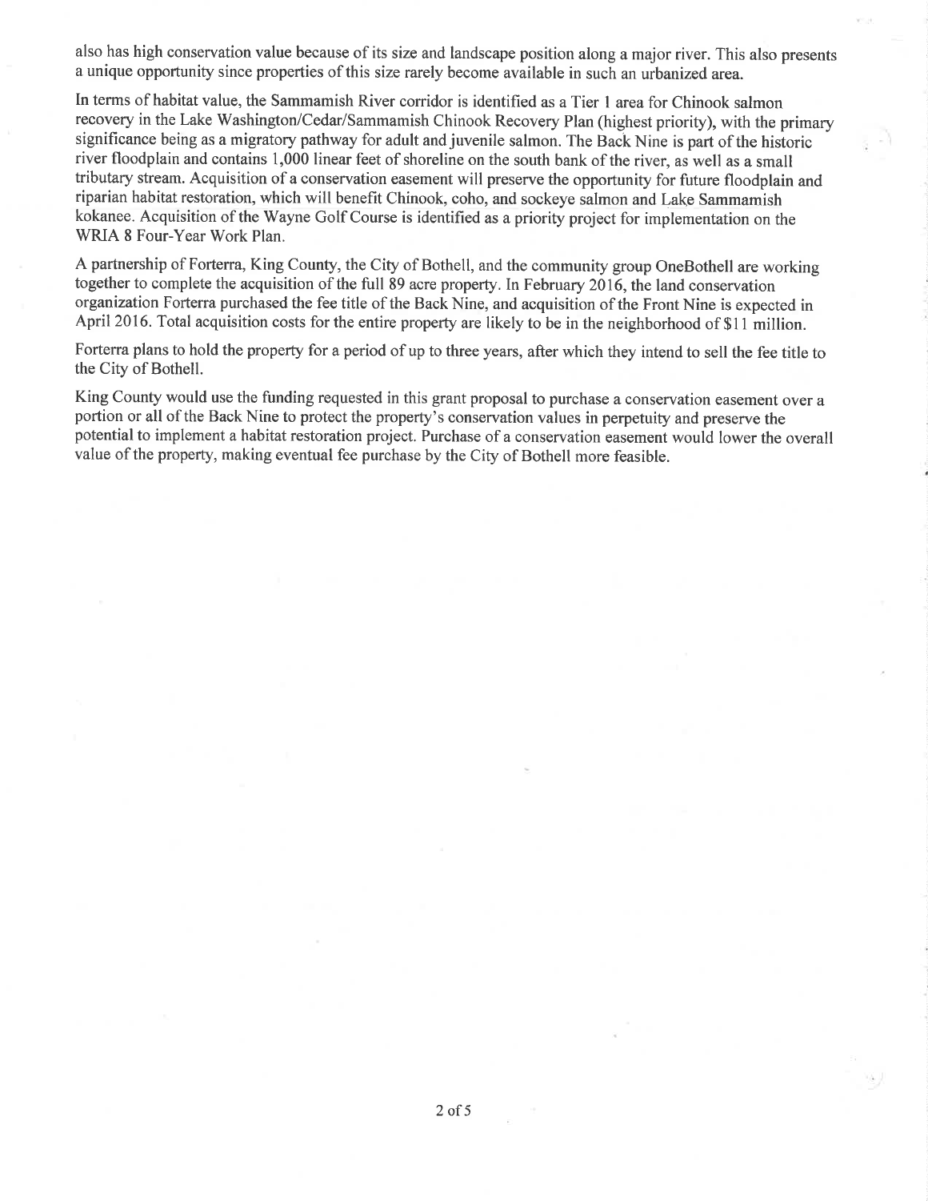also has high conservation value because of its size and landscape position along a major river. This also presents a unique opportunity since properties of this size rarely become available in such an urbanized area.

In terms of habitat value, the Sammamish River corridor is identified as a Tier 1 area for Chinook salmon recovery in the Lake Washington/Cedar/Sammamish Chinook Recovery Plan (highest priority), with the primary significance being as a migratory pathway for adult and juvenile salmon. The Back Nine is part of the historic river floodplain and contains 1,000 linear feet of shoreline on the south bank of the river, as well as a small tributary stream. Acquisition of a conservation easement will preserve the opportunity for future floodplain and riparian habitat restoration, which will benefit Chinook, coho, and sockeye salmon and Lake Sammamish kokanee. Acquisition of the Wayne Golf Course is identified as a priority project for implementation on the WRIA 8 Four-Year Work Plan.

A partnership of Forterra, King County, the City of Bothell, and the community group OneBothell are working together to complete the acquisition of the full 89 acre property. In February 2016, the land conservation organization Forterra purchased the fee title of the Back Nine, and acquisition of the Front Nine is expected in April 2016. Total acquisition costs for the entire property are likely to be in the neighborhood of $11 million.

Forterra plans to hold the property for a period of up to three years, after which they intend to sell the fee title to the City of Bothell.

King County would use the funding requested in this grant proposal to purchase a conservation easement over a portion or all of the Back Nine to protect the property's conservation values in perpetuity and preserve the potential to implement a habitat restoration project. Purchase of a conservation easement would lower the overall value of the property, making eventual fee purchase by the City of Bothell more feasible.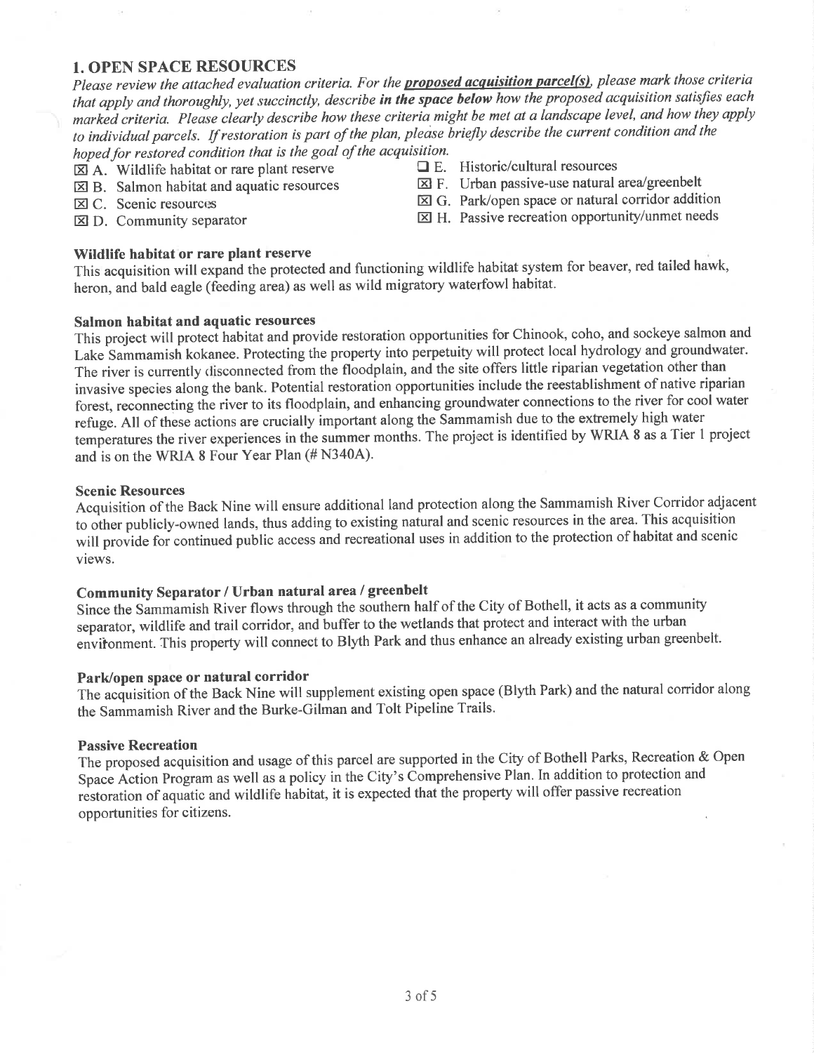## 1. OPEN SPACE RESOURCES

*Please review the attached evaluation criteria. For the* ***proposed acquisition parcel(s)****, please mark those criteria that apply and thoroughly, yet succinctly, describe* ***in the space below*** *how the proposed acquisition satisfies each marked criteria. Please clearly describe how these criteria might be met at a landscape level, and how they apply to individual parcels. If restoration is part of the plan, please briefly describe the current condition and the hoped for restored condition that is the goal of the acquisition.*

- ☒ A. Wildlife habitat or rare plant reserve
- ☒ B. Salmon habitat and aquatic resources
- ☒ C. Scenic resources
- ☒ D. Community separator
- ☐ E. Historic/cultural resources
- ☒ F. Urban passive-use natural area/greenbelt
- ☒ G. Park/open space or natural corridor addition
- ☒ H. Passive recreation opportunity/unmet needs

**Wildlife habitat or rare plant reserve**

This acquisition will expand the protected and functioning wildlife habitat system for beaver, red tailed hawk, heron, and bald eagle (feeding area) as well as wild migratory waterfowl habitat.

**Salmon habitat and aquatic resources**

This project will protect habitat and provide restoration opportunities for Chinook, coho, and sockeye salmon and Lake Sammamish kokanee. Protecting the property into perpetuity will protect local hydrology and groundwater. The river is currently disconnected from the floodplain, and the site offers little riparian vegetation other than invasive species along the bank. Potential restoration opportunities include the reestablishment of native riparian forest, reconnecting the river to its floodplain, and enhancing groundwater connections to the river for cool water refuge. All of these actions are crucially important along the Sammamish due to the extremely high water temperatures the river experiences in the summer months. The project is identified by WRIA 8 as a Tier 1 project and is on the WRIA 8 Four Year Plan (# N340A).

**Scenic Resources**

Acquisition of the Back Nine will ensure additional land protection along the Sammamish River Corridor adjacent to other publicly-owned lands, thus adding to existing natural and scenic resources in the area. This acquisition will provide for continued public access and recreational uses in addition to the protection of habitat and scenic views.

**Community Separator / Urban natural area / greenbelt**

Since the Sammamish River flows through the southern half of the City of Bothell, it acts as a community separator, wildlife and trail corridor, and buffer to the wetlands that protect and interact with the urban environment. This property will connect to Blyth Park and thus enhance an already existing urban greenbelt.

**Park/open space or natural corridor**

The acquisition of the Back Nine will supplement existing open space (Blyth Park) and the natural corridor along the Sammamish River and the Burke-Gilman and Tolt Pipeline Trails.

**Passive Recreation**

The proposed acquisition and usage of this parcel are supported in the City of Bothell Parks, Recreation & Open Space Action Program as well as a policy in the City's Comprehensive Plan. In addition to protection and restoration of aquatic and wildlife habitat, it is expected that the property will offer passive recreation opportunities for citizens.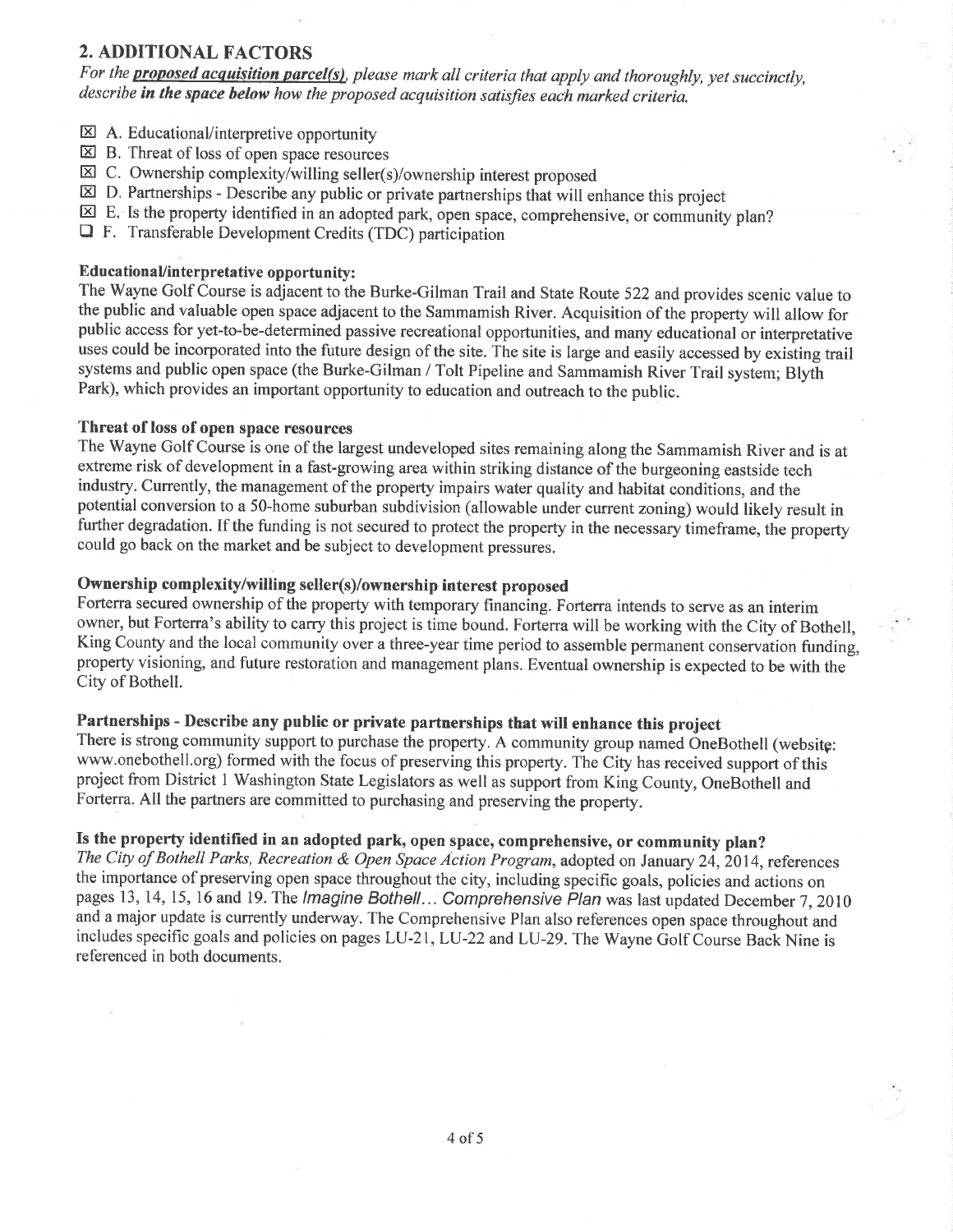## 2. ADDITIONAL FACTORS

*For the **proposed acquisition parcel(s)**, please mark all criteria that apply and thoroughly, yet succinctly, describe **in the space below** how the proposed acquisition satisfies each marked criteria.*

- ☒ A. Educational/interpretive opportunity
- ☒ B. Threat of loss of open space resources
- ☒ C. Ownership complexity/willing seller(s)/ownership interest proposed
- ☒ D. Partnerships - Describe any public or private partnerships that will enhance this project
- ☒ E. Is the property identified in an adopted park, open space, comprehensive, or community plan?
- ☐ F. Transferable Development Credits (TDC) participation

**Educational/interpretative opportunity:**

The Wayne Golf Course is adjacent to the Burke-Gilman Trail and State Route 522 and provides scenic value to the public and valuable open space adjacent to the Sammamish River. Acquisition of the property will allow for public access for yet-to-be-determined passive recreational opportunities, and many educational or interpretative uses could be incorporated into the future design of the site. The site is large and easily accessed by existing trail systems and public open space (the Burke-Gilman / Tolt Pipeline and Sammamish River Trail system; Blyth Park), which provides an important opportunity to education and outreach to the public.

**Threat of loss of open space resources**

The Wayne Golf Course is one of the largest undeveloped sites remaining along the Sammamish River and is at extreme risk of development in a fast-growing area within striking distance of the burgeoning eastside tech industry. Currently, the management of the property impairs water quality and habitat conditions, and the potential conversion to a 50-home suburban subdivision (allowable under current zoning) would likely result in further degradation. If the funding is not secured to protect the property in the necessary timeframe, the property could go back on the market and be subject to development pressures.

**Ownership complexity/willing seller(s)/ownership interest proposed**

Forterra secured ownership of the property with temporary financing. Forterra intends to serve as an interim owner, but Forterra's ability to carry this project is time bound. Forterra will be working with the City of Bothell, King County and the local community over a three-year time period to assemble permanent conservation funding, property visioning, and future restoration and management plans. Eventual ownership is expected to be with the City of Bothell.

**Partnerships - Describe any public or private partnerships that will enhance this project**

There is strong community support to purchase the property. A community group named OneBothell (website: www.onebothell.org) formed with the focus of preserving this property. The City has received support of this project from District 1 Washington State Legislators as well as support from King County, OneBothell and Forterra. All the partners are committed to purchasing and preserving the property.

**Is the property identified in an adopted park, open space, comprehensive, or community plan?**

*The City of Bothell Parks, Recreation & Open Space Action Program*, adopted on January 24, 2014, references the importance of preserving open space throughout the city, including specific goals, policies and actions on pages 13, 14, 15, 16 and 19. The *Imagine Bothell... Comprehensive Plan* was last updated December 7, 2010 and a major update is currently underway. The Comprehensive Plan also references open space throughout and includes specific goals and policies on pages LU-21, LU-22 and LU-29. The Wayne Golf Course Back Nine is referenced in both documents.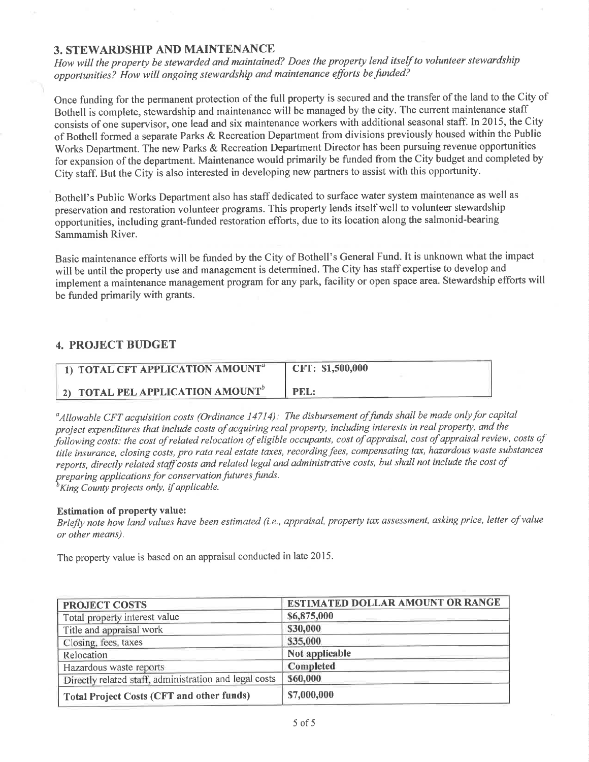## 3. STEWARDSHIP AND MAINTENANCE

*How will the property be stewarded and maintained? Does the property lend itself to volunteer stewardship opportunities? How will ongoing stewardship and maintenance efforts be funded?*

Once funding for the permanent protection of the full property is secured and the transfer of the land to the City of Bothell is complete, stewardship and maintenance will be managed by the city. The current maintenance staff consists of one supervisor, one lead and six maintenance workers with additional seasonal staff. In 2015, the City of Bothell formed a separate Parks & Recreation Department from divisions previously housed within the Public Works Department. The new Parks & Recreation Department Director has been pursuing revenue opportunities for expansion of the department. Maintenance would primarily be funded from the City budget and completed by City staff. But the City is also interested in developing new partners to assist with this opportunity.

Bothell's Public Works Department also has staff dedicated to surface water system maintenance as well as preservation and restoration volunteer programs. This property lends itself well to volunteer stewardship opportunities, including grant-funded restoration efforts, due to its location along the salmonid-bearing Sammamish River.

Basic maintenance efforts will be funded by the City of Bothell's General Fund. It is unknown what the impact will be until the property use and management is determined. The City has staff expertise to develop and implement a maintenance management program for any park, facility or open space area. Stewardship efforts will be funded primarily with grants.

## 4. PROJECT BUDGET

| | |
|---|---|
| 1) TOTAL CFT APPLICATION AMOUNT[a] | CFT: $1,500,000 |
| 2) TOTAL PEL APPLICATION AMOUNT[b] | PEL: |

[a]*Allowable CFT acquisition costs (Ordinance 14714): The disbursement of funds shall be made only for capital project expenditures that include costs of acquiring real property, including interests in real property, and the following costs: the cost of related relocation of eligible occupants, cost of appraisal, cost of appraisal review, costs of title insurance, closing costs, pro rata real estate taxes, recording fees, compensating tax, hazardous waste substances reports, directly related staff costs and related legal and administrative costs, but shall not include the cost of preparing applications for conservation futures funds.*
[b]*King County projects only, if applicable.*

**Estimation of property value:**
*Briefly note how land values have been estimated (i.e., appraisal, property tax assessment, asking price, letter of value or other means).*

The property value is based on an appraisal conducted in late 2015.

| PROJECT COSTS | ESTIMATED DOLLAR AMOUNT OR RANGE |
|---|---|
| Total property interest value | $6,875,000 |
| Title and appraisal work | $30,000 |
| Closing, fees, taxes | $35,000 |
| Relocation | Not applicable |
| Hazardous waste reports | Completed |
| Directly related staff, administration and legal costs | $60,000 |
| **Total Project Costs (CFT and other funds)** | $7,000,000 |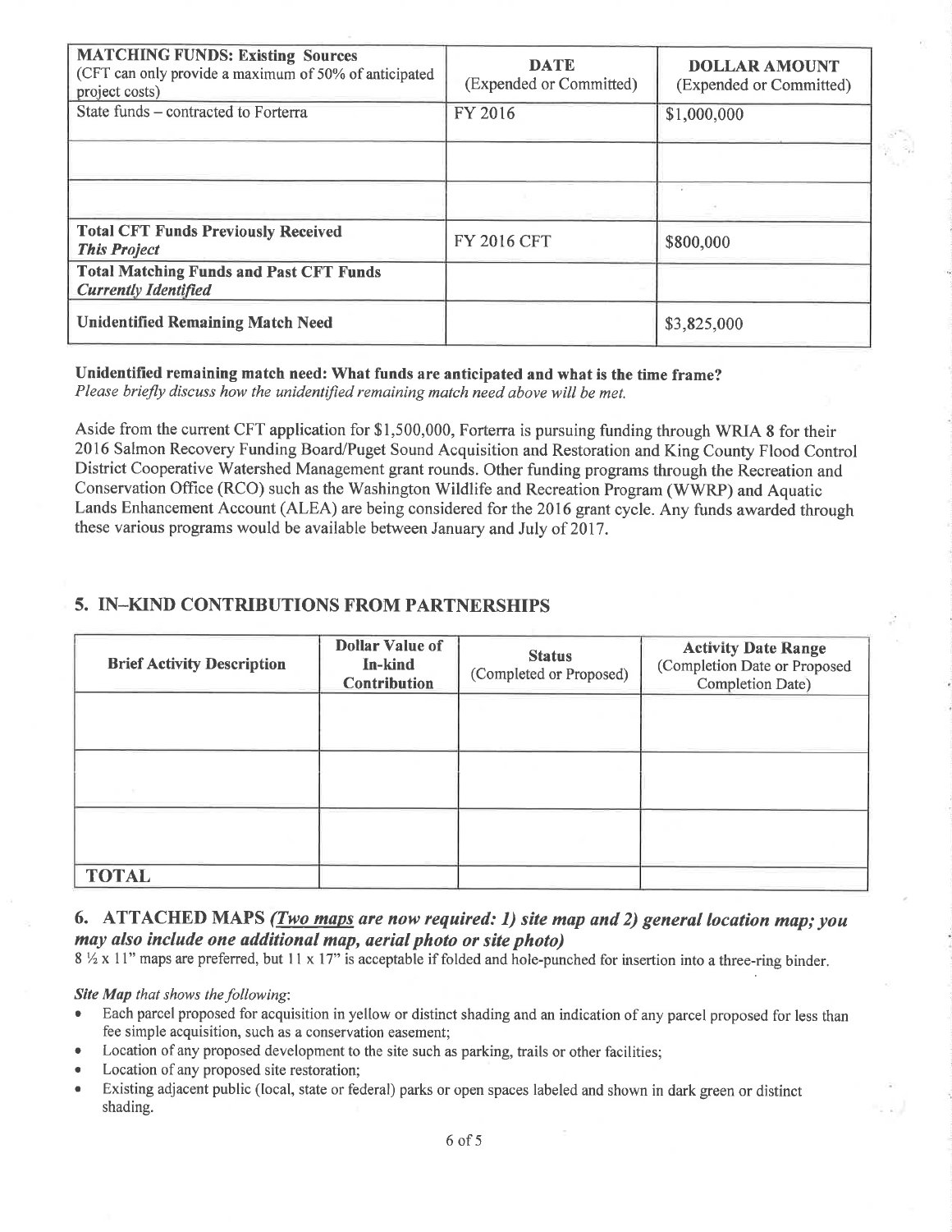| **MATCHING FUNDS: Existing Sources** (CFT can only provide a maximum of 50% of anticipated project costs) | **DATE** (Expended or Committed) | **DOLLAR AMOUNT** (Expended or Committed) |
| --- | --- | --- |
| State funds – contracted to Forterra | FY 2016 | $1,000,000 |
| | | |
| | | |
| **Total CFT Funds Previously Received *This Project*** | FY 2016 CFT | $800,000 |
| **Total Matching Funds and Past CFT Funds *Currently Identified*** | | |
| **Unidentified Remaining Match Need** | | $3,825,000 |

**Unidentified remaining match need: What funds are anticipated and what is the time frame?**
*Please briefly discuss how the unidentified remaining match need above will be met.*

Aside from the current CFT application for $1,500,000, Forterra is pursuing funding through WRIA 8 for their 2016 Salmon Recovery Funding Board/Puget Sound Acquisition and Restoration and King County Flood Control District Cooperative Watershed Management grant rounds. Other funding programs through the Recreation and Conservation Office (RCO) such as the Washington Wildlife and Recreation Program (WWRP) and Aquatic Lands Enhancement Account (ALEA) are being considered for the 2016 grant cycle. Any funds awarded through these various programs would be available between January and July of 2017.

## 5. IN–KIND CONTRIBUTIONS FROM PARTNERSHIPS

| Brief Activity Description | Dollar Value of In-kind Contribution | Status (Completed or Proposed) | Activity Date Range (Completion Date or Proposed Completion Date) |
| --- | --- | --- | --- |
| | | | |
| | | | |
| | | | |
| **TOTAL** | | | |

## 6. ATTACHED MAPS *(Two maps are now required: 1) site map and 2) general location map; you may also include one additional map, aerial photo or site photo)*

8 ½ x 11" maps are preferred, but 11 x 17" is acceptable if folded and hole-punched for insertion into a three-ring binder.

***Site Map** that shows the following:*

- Each parcel proposed for acquisition in yellow or distinct shading and an indication of any parcel proposed for less than fee simple acquisition, such as a conservation easement;
- Location of any proposed development to the site such as parking, trails or other facilities;
- Location of any proposed site restoration;
- Existing adjacent public (local, state or federal) parks or open spaces labeled and shown in dark green or distinct shading.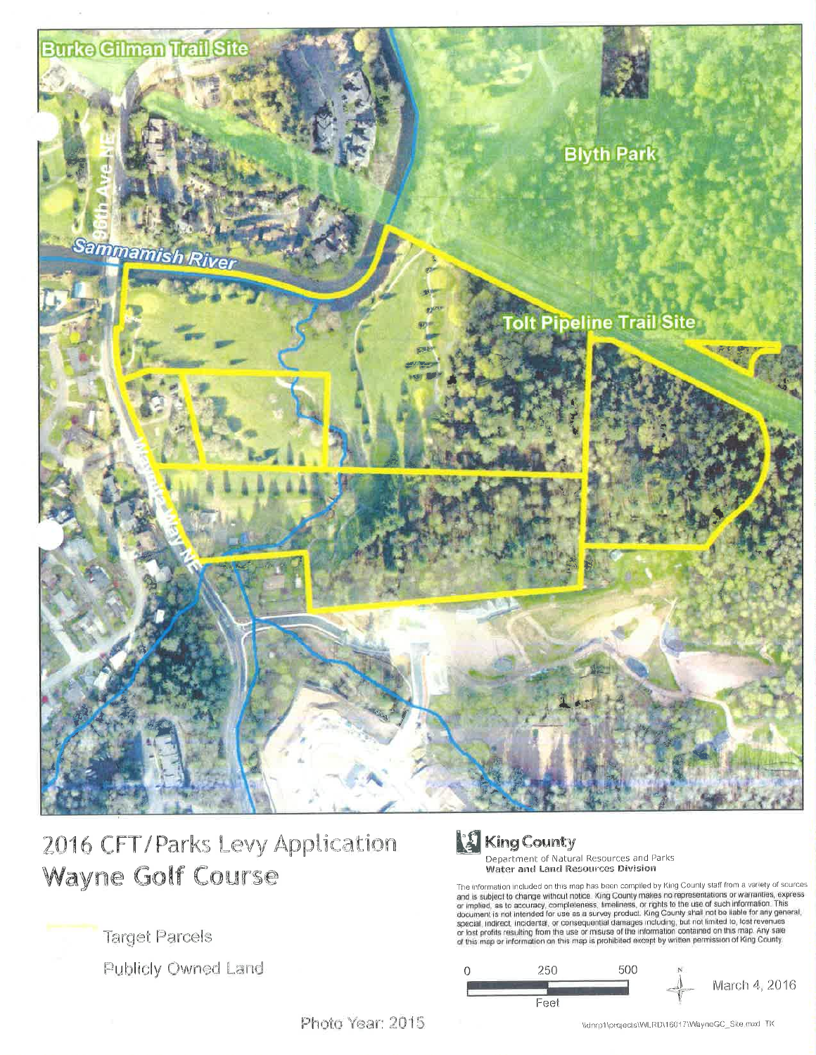Burke Gilman Trail Site

Blyth Park

96th Ave NE

Sammamish River

Tolt Pipeline Trail Site

# 2016 CFT/Parks Levy Application
## Wayne Golf Course

Target Parcels

Publicly Owned Land

Photo Year: 2015

**King County**
Department of Natural Resources and Parks
**Water and Land Resources Division**

The information included on this map has been compiled by King County staff from a variety of sources and is subject to change without notice. King County makes no representations or warranties, express or implied, as to accuracy, completeness, timeliness, or rights to the use of such information. This document is not intended for use as a survey product. King County shall not be liable for any general, special, indirect, incidental, or consequential damages including, but not limited to, lost revenues or lost profits resulting from the use or misuse of the information contained on this map. Any sale of this map or information on this map is prohibited except by written permission of King County.

0 250 500
Feet

March 4, 2016

\\dnrp1\projects\WLRD\16017\WayneGC_Site.mxd TK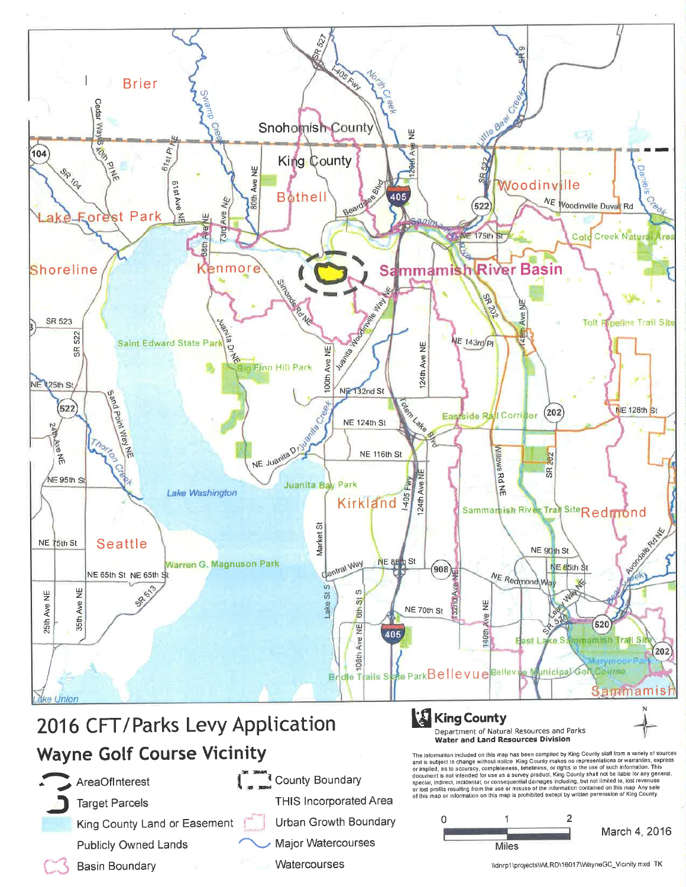# 2016 CFT/Parks Levy Application

## Wayne Golf Course Vicinity

AreaOfInterest

Target Parcels

King County Land or Easement

Publicly Owned Lands

Basin Boundary

County Boundary

THIS Incorporated Area

Urban Growth Boundary

Major Watercourses

Watercourses

**King County**

Department of Natural Resources and Parks

**Water and Land Resources Division**

The information included on this map has been compiled by King County staff from a variety of sources and is subject to change without notice. King County makes no representations or warranties, express or implied, as to accuracy, completeness, timeliness, or rights to the use of such information. This document is not intended for use as a survey product. King County shall not be liable for any general, special, indirect, incidental, or consequential damages including, but not limited to, lost revenues or lost profits resulting from the use or misuse of the information contained on this map. Any sale of this map or information on this map is prohibited except by written permission of King County.

0 1 2

Miles

March 4, 2016

\\dnrp1\projects\WLRD\16017\WayneGC_Vicinity.mxd TK